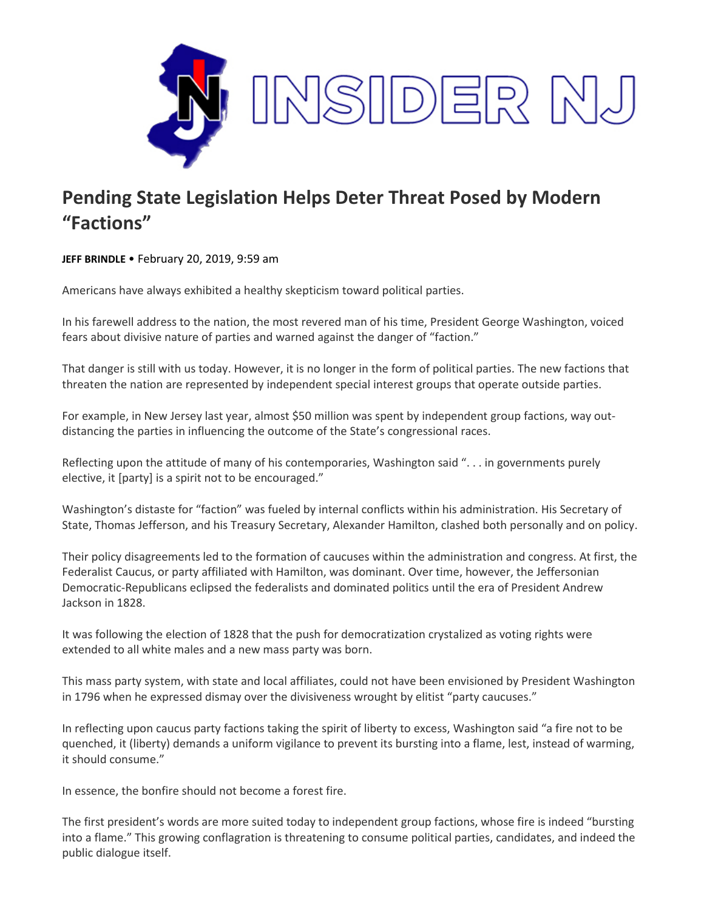INSIDER NJ

# Pending State Legislation Helps Deter Threat Posed by Modern "Factions"

**JEFF BRINDLE** • February 20, 2019, 9:59 am

Americans have always exhibited a healthy skepticism toward political parties.

In his farewell address to the nation, the most revered man of his time, President George Washington, voiced fears about divisive nature of parties and warned against the danger of "faction."

That danger is still with us today. However, it is no longer in the form of political parties. The new factions that threaten the nation are represented by independent special interest groups that operate outside parties.

For example, in New Jersey last year, almost $50 million was spent by independent group factions, way out-distancing the parties in influencing the outcome of the State's congressional races.

Reflecting upon the attitude of many of his contemporaries, Washington said ". . . in governments purely elective, it [party] is a spirit not to be encouraged."

Washington's distaste for "faction" was fueled by internal conflicts within his administration. His Secretary of State, Thomas Jefferson, and his Treasury Secretary, Alexander Hamilton, clashed both personally and on policy.

Their policy disagreements led to the formation of caucuses within the administration and congress. At first, the Federalist Caucus, or party affiliated with Hamilton, was dominant. Over time, however, the Jeffersonian Democratic-Republicans eclipsed the federalists and dominated politics until the era of President Andrew Jackson in 1828.

It was following the election of 1828 that the push for democratization crystalized as voting rights were extended to all white males and a new mass party was born.

This mass party system, with state and local affiliates, could not have been envisioned by President Washington in 1796 when he expressed dismay over the divisiveness wrought by elitist "party caucuses."

In reflecting upon caucus party factions taking the spirit of liberty to excess, Washington said "a fire not to be quenched, it (liberty) demands a uniform vigilance to prevent its bursting into a flame, lest, instead of warming, it should consume."

In essence, the bonfire should not become a forest fire.

The first president's words are more suited today to independent group factions, whose fire is indeed "bursting into a flame." This growing conflagration is threatening to consume political parties, candidates, and indeed the public dialogue itself.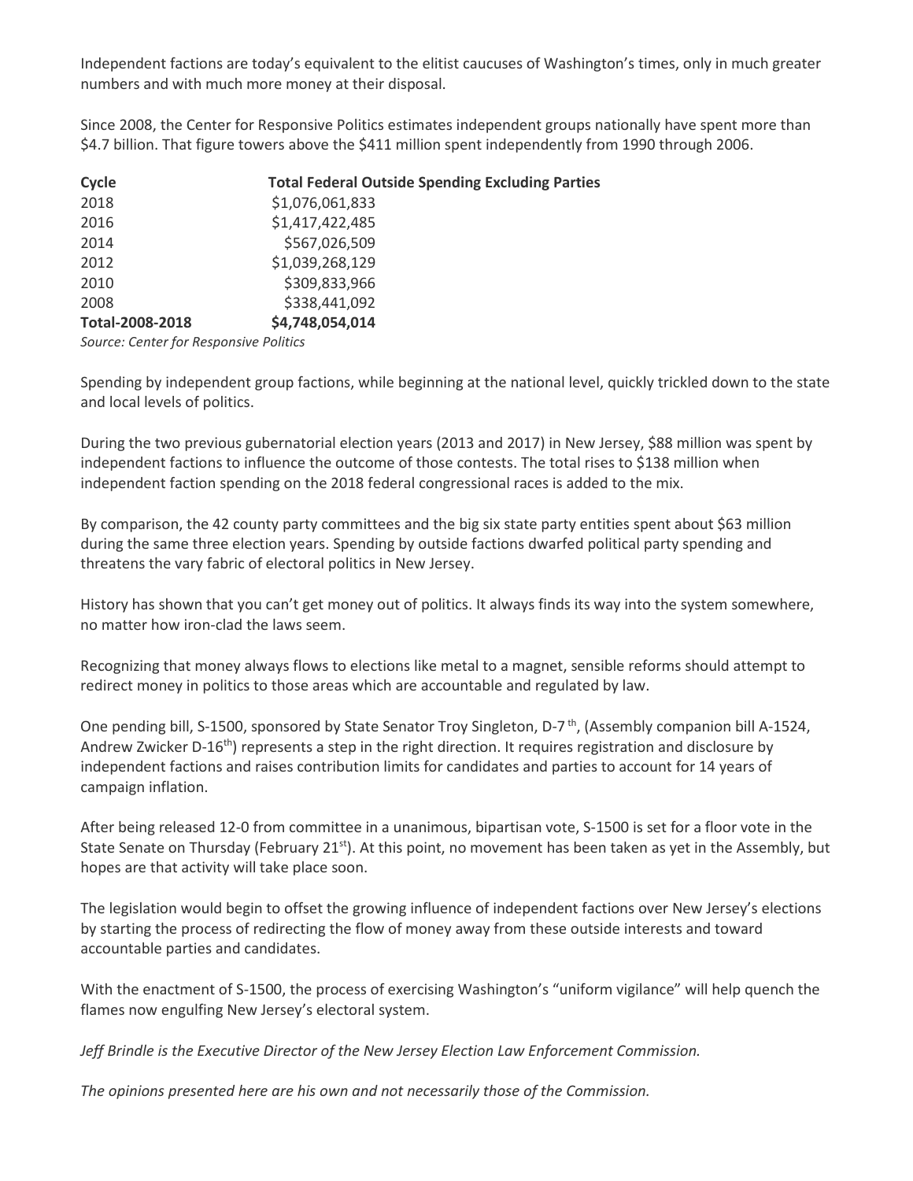Independent factions are today's equivalent to the elitist caucuses of Washington's times, only in much greater numbers and with much more money at their disposal.

Since 2008, the Center for Responsive Politics estimates independent groups nationally have spent more than $4.7 billion. That figure towers above the $411 million spent independently from 1990 through 2006.

| **Cycle** | **Total Federal Outside Spending Excluding Parties** |
|---|---|
| 2018 | $1,076,061,833 |
| 2016 | $1,417,422,485 |
| 2014 | $567,026,509 |
| 2012 | $1,039,268,129 |
| 2010 | $309,833,966 |
| 2008 | $338,441,092 |
| **Total-2008-2018** | **$4,748,054,014** |

*Source: Center for Responsive Politics*

Spending by independent group factions, while beginning at the national level, quickly trickled down to the state and local levels of politics.

During the two previous gubernatorial election years (2013 and 2017) in New Jersey, $88 million was spent by independent factions to influence the outcome of those contests. The total rises to $138 million when independent faction spending on the 2018 federal congressional races is added to the mix.

By comparison, the 42 county party committees and the big six state party entities spent about $63 million during the same three election years. Spending by outside factions dwarfed political party spending and threatens the vary fabric of electoral politics in New Jersey.

History has shown that you can't get money out of politics. It always finds its way into the system somewhere, no matter how iron-clad the laws seem.

Recognizing that money always flows to elections like metal to a magnet, sensible reforms should attempt to redirect money in politics to those areas which are accountable and regulated by law.

One pending bill, S-1500, sponsored by State Senator Troy Singleton, D-7th, (Assembly companion bill A-1524, Andrew Zwicker D-16th) represents a step in the right direction. It requires registration and disclosure by independent factions and raises contribution limits for candidates and parties to account for 14 years of campaign inflation.

After being released 12-0 from committee in a unanimous, bipartisan vote, S-1500 is set for a floor vote in the State Senate on Thursday (February 21st). At this point, no movement has been taken as yet in the Assembly, but hopes are that activity will take place soon.

The legislation would begin to offset the growing influence of independent factions over New Jersey's elections by starting the process of redirecting the flow of money away from these outside interests and toward accountable parties and candidates.

With the enactment of S-1500, the process of exercising Washington's "uniform vigilance" will help quench the flames now engulfing New Jersey's electoral system.

*Jeff Brindle is the Executive Director of the New Jersey Election Law Enforcement Commission.*

*The opinions presented here are his own and not necessarily those of the Commission.*